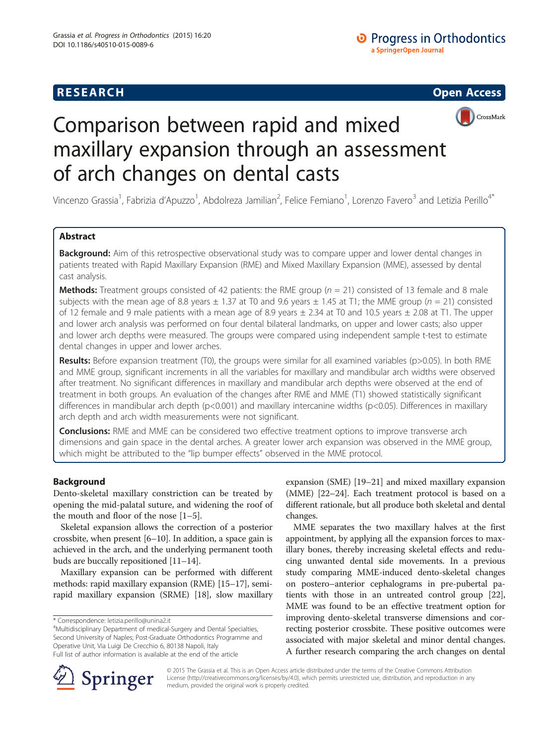RESEARCH Open Access

# Comparison between rapid and mixed maxillary expansion through an assessment of arch changes on dental casts

Vincenzo Grassia[1], Fabrizia d'Apuzzo[1], Abdolreza Jamilian[2], Felice Femiano[1], Lorenzo Favero[3] and Letizia Perillo[4*]

## Abstract

**Background:** Aim of this retrospective observational study was to compare upper and lower dental changes in patients treated with Rapid Maxillary Expansion (RME) and Mixed Maxillary Expansion (MME), assessed by dental cast analysis.

**Methods:** Treatment groups consisted of 42 patients: the RME group ($n = 21$) consisted of 13 female and 8 male subjects with the mean age of 8.8 years ± 1.37 at T0 and 9.6 years ± 1.45 at T1; the MME group ($n = 21$) consisted of 12 female and 9 male patients with a mean age of 8.9 years ± 2.34 at T0 and 10.5 years ± 2.08 at T1. The upper and lower arch analysis was performed on four dental bilateral landmarks, on upper and lower casts; also upper and lower arch depths were measured. The groups were compared using independent sample t-test to estimate dental changes in upper and lower arches.

**Results:** Before expansion treatment (T0), the groups were similar for all examined variables ($p>0.05$). In both RME and MME group, significant increments in all the variables for maxillary and mandibular arch widths were observed after treatment. No significant differences in maxillary and mandibular arch depths were observed at the end of treatment in both groups. An evaluation of the changes after RME and MME (T1) showed statistically significant differences in mandibular arch depth ($p<0.001$) and maxillary intercanine widths ($p<0.05$). Differences in maxillary arch depth and arch width measurements were not significant.

**Conclusions:** RME and MME can be considered two effective treatment options to improve transverse arch dimensions and gain space in the dental arches. A greater lower arch expansion was observed in the MME group, which might be attributed to the "lip bumper effects" observed in the MME protocol.

## Background

Dento-skeletal maxillary constriction can be treated by opening the mid-palatal suture, and widening the roof of the mouth and floor of the nose [1–5].

Skeletal expansion allows the correction of a posterior crossbite, when present [6–10]. In addition, a space gain is achieved in the arch, and the underlying permanent tooth buds are buccally repositioned [11–14].

Maxillary expansion can be performed with different methods: rapid maxillary expansion (RME) [15–17], semi-rapid maxillary expansion (SRME) [18], slow maxillary expansion (SME) [19–21] and mixed maxillary expansion (MME) [22–24]. Each treatment protocol is based on a different rationale, but all produce both skeletal and dental changes.

MME separates the two maxillary halves at the first appointment, by applying all the expansion forces to maxillary bones, thereby increasing skeletal effects and reducing unwanted dental side movements. In a previous study comparing MME-induced dento-skeletal changes on postero–anterior cephalograms in pre-pubertal patients with those in an untreated control group [22], MME was found to be an effective treatment option for improving dento-skeletal transverse dimensions and correcting posterior crossbite. These positive outcomes were associated with major skeletal and minor dental changes. A further research comparing the arch changes on dental

\* Correspondence: letizia.perillo@unina2.it
[4]Multidisciplinary Department of medical-Surgery and Dental Specialties, Second University of Naples; Post-Graduate Orthodontics Programme and Operative Unit, Via Luigi De Crecchio 6, 80138 Napoli, Italy
Full list of author information is available at the end of the article

© 2015 The Grassia et al. This is an Open Access article distributed under the terms of the Creative Commons Attribution License (http://creativecommons.org/licenses/by/4.0), which permits unrestricted use, distribution, and reproduction in any medium, provided the original work is properly credited.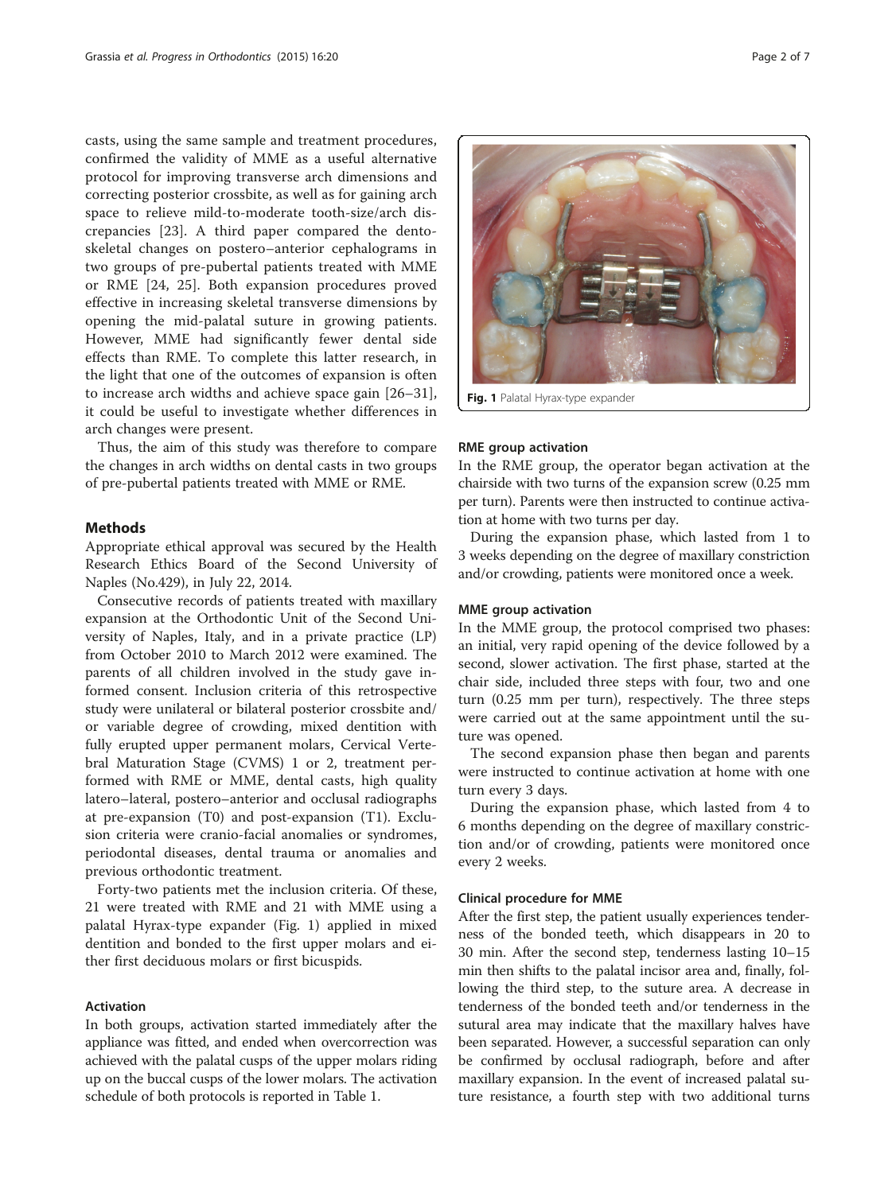casts, using the same sample and treatment procedures, confirmed the validity of MME as a useful alternative protocol for improving transverse arch dimensions and correcting posterior crossbite, as well as for gaining arch space to relieve mild-to-moderate tooth-size/arch discrepancies [23]. A third paper compared the dento-skeletal changes on postero–anterior cephalograms in two groups of pre-pubertal patients treated with MME or RME [24, 25]. Both expansion procedures proved effective in increasing skeletal transverse dimensions by opening the mid-palatal suture in growing patients. However, MME had significantly fewer dental side effects than RME. To complete this latter research, in the light that one of the outcomes of expansion is often to increase arch widths and achieve space gain [26–31], it could be useful to investigate whether differences in arch changes were present.

Thus, the aim of this study was therefore to compare the changes in arch widths on dental casts in two groups of pre-pubertal patients treated with MME or RME.

## Methods

Appropriate ethical approval was secured by the Health Research Ethics Board of the Second University of Naples (No.429), in July 22, 2014.

Consecutive records of patients treated with maxillary expansion at the Orthodontic Unit of the Second University of Naples, Italy, and in a private practice (LP) from October 2010 to March 2012 were examined. The parents of all children involved in the study gave informed consent. Inclusion criteria of this retrospective study were unilateral or bilateral posterior crossbite and/or variable degree of crowding, mixed dentition with fully erupted upper permanent molars, Cervical Vertebral Maturation Stage (CVMS) 1 or 2, treatment performed with RME or MME, dental casts, high quality latero–lateral, postero–anterior and occlusal radiographs at pre-expansion (T0) and post-expansion (T1). Exclusion criteria were cranio-facial anomalies or syndromes, periodontal diseases, dental trauma or anomalies and previous orthodontic treatment.

Forty-two patients met the inclusion criteria. Of these, 21 were treated with RME and 21 with MME using a palatal Hyrax-type expander (Fig. 1) applied in mixed dentition and bonded to the first upper molars and either first deciduous molars or first bicuspids.

Fig. 1 Palatal Hyrax-type expander

### Activation

In both groups, activation started immediately after the appliance was fitted, and ended when overcorrection was achieved with the palatal cusps of the upper molars riding up on the buccal cusps of the lower molars. The activation schedule of both protocols is reported in Table 1.

### RME group activation

In the RME group, the operator began activation at the chairside with two turns of the expansion screw (0.25 mm per turn). Parents were then instructed to continue activation at home with two turns per day.

During the expansion phase, which lasted from 1 to 3 weeks depending on the degree of maxillary constriction and/or crowding, patients were monitored once a week.

### MME group activation

In the MME group, the protocol comprised two phases: an initial, very rapid opening of the device followed by a second, slower activation. The first phase, started at the chair side, included three steps with four, two and one turn (0.25 mm per turn), respectively. The three steps were carried out at the same appointment until the suture was opened.

The second expansion phase then began and parents were instructed to continue activation at home with one turn every 3 days.

During the expansion phase, which lasted from 4 to 6 months depending on the degree of maxillary constriction and/or of crowding, patients were monitored once every 2 weeks.

### Clinical procedure for MME

After the first step, the patient usually experiences tenderness of the bonded teeth, which disappears in 20 to 30 min. After the second step, tenderness lasting 10–15 min then shifts to the palatal incisor area and, finally, following the third step, to the suture area. A decrease in tenderness of the bonded teeth and/or tenderness in the sutural area may indicate that the maxillary halves have been separated. However, a successful separation can only be confirmed by occlusal radiograph, before and after maxillary expansion. In the event of increased palatal suture resistance, a fourth step with two additional turns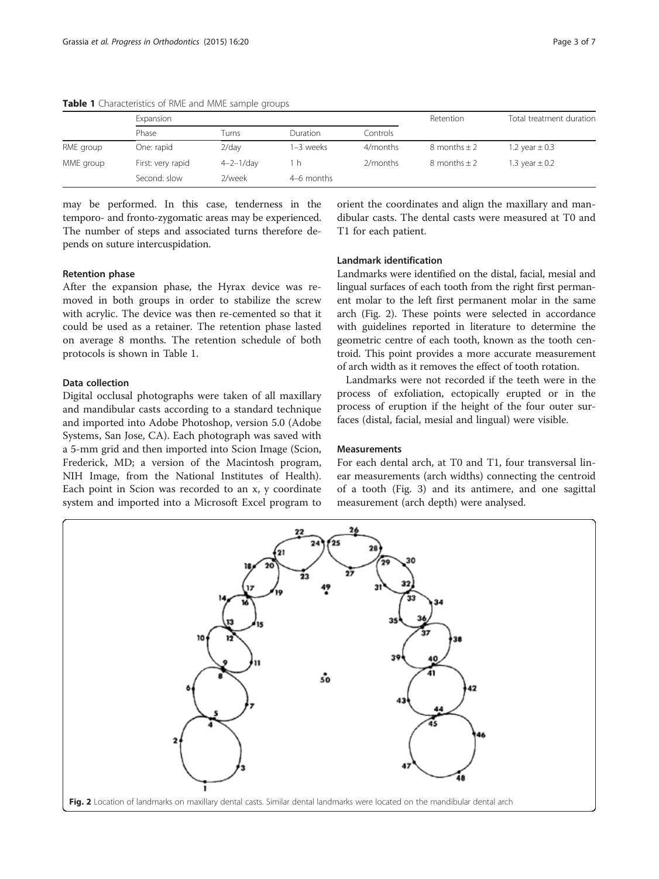**Table 1** Characteristics of RME and MME sample groups

| | Expansion | | | | Retention | Total treatment duration |
|---|---|---|---|---|---|---|
| | Phase | Turns | Duration | Controls | | |
| RME group | One: rapid | 2/day | 1–3 weeks | 4/months | 8 months ± 2 | 1.2 year ± 0.3 |
| MME group | First: very rapid | 4–2–1/day | 1 h | 2/months | 8 months ± 2 | 1.3 year ± 0.2 |
| | Second: slow | 2/week | 4–6 months | | | |

may be performed. In this case, tenderness in the temporo- and fronto-zygomatic areas may be experienced. The number of steps and associated turns therefore depends on suture intercuspidation.

#### Retention phase

After the expansion phase, the Hyrax device was removed in both groups in order to stabilize the screw with acrylic. The device was then re-cemented so that it could be used as a retainer. The retention phase lasted on average 8 months. The retention schedule of both protocols is shown in Table 1.

#### Data collection

Digital occlusal photographs were taken of all maxillary and mandibular casts according to a standard technique and imported into Adobe Photoshop, version 5.0 (Adobe Systems, San Jose, CA). Each photograph was saved with a 5-mm grid and then imported into Scion Image (Scion, Frederick, MD; a version of the Macintosh program, NIH Image, from the National Institutes of Health). Each point in Scion was recorded to an x, y coordinate system and imported into a Microsoft Excel program to orient the coordinates and align the maxillary and mandibular casts. The dental casts were measured at T0 and T1 for each patient.

#### Landmark identification

Landmarks were identified on the distal, facial, mesial and lingual surfaces of each tooth from the right first permanent molar to the left first permanent molar in the same arch (Fig. 2). These points were selected in accordance with guidelines reported in literature to determine the geometric centre of each tooth, known as the tooth centroid. This point provides a more accurate measurement of arch width as it removes the effect of tooth rotation.

Landmarks were not recorded if the teeth were in the process of exfoliation, ectopically erupted or in the process of eruption if the height of the four outer surfaces (distal, facial, mesial and lingual) were visible.

#### Measurements

For each dental arch, at T0 and T1, four transversal linear measurements (arch widths) connecting the centroid of a tooth (Fig. 3) and its antimere, and one sagittal measurement (arch depth) were analysed.

**Fig. 2** Location of landmarks on maxillary dental casts. Similar dental landmarks were located on the mandibular dental arch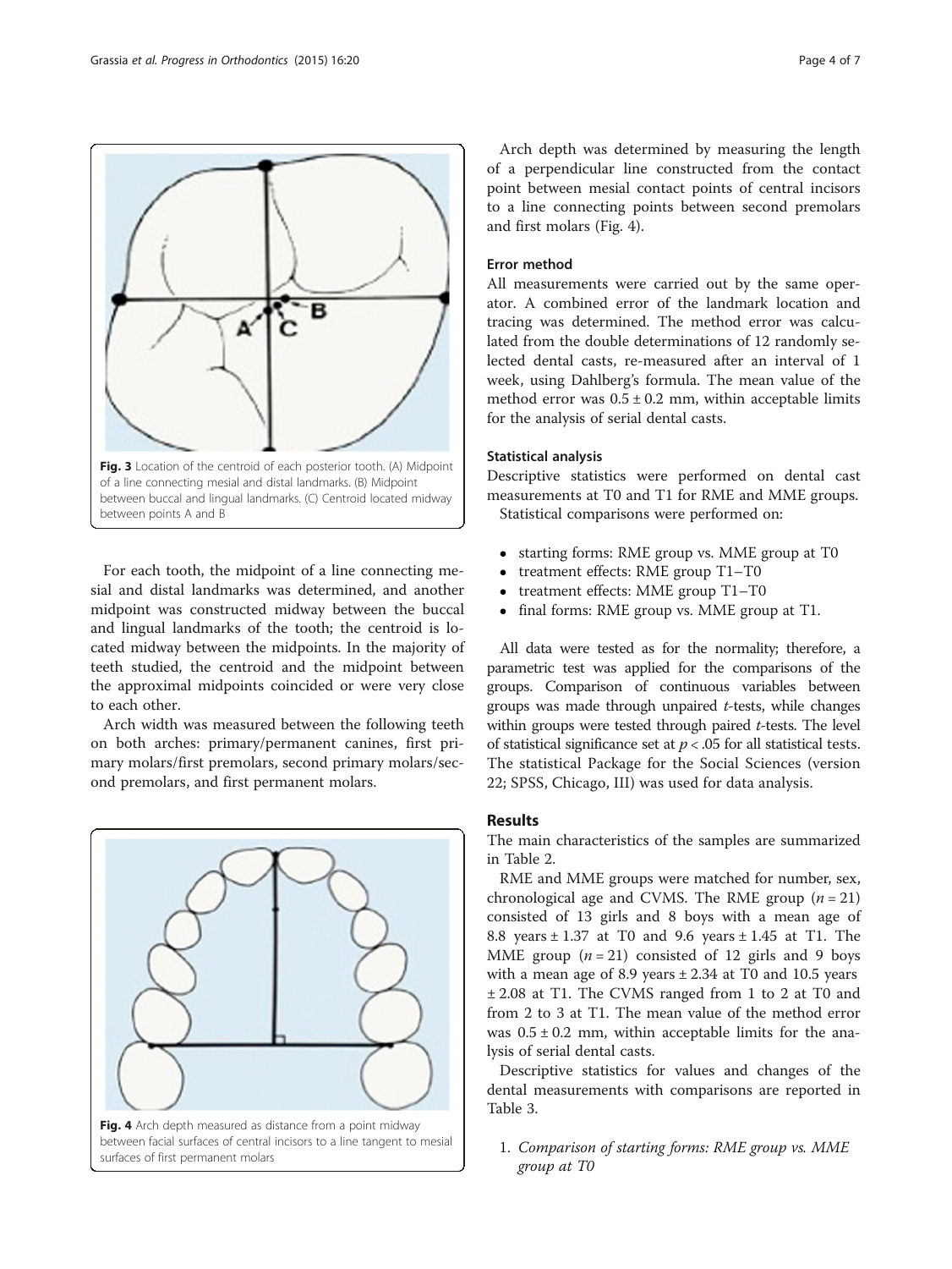Fig. 3 Location of the centroid of each posterior tooth. (A) Midpoint of a line connecting mesial and distal landmarks. (B) Midpoint between buccal and lingual landmarks. (C) Centroid located midway between points A and B

For each tooth, the midpoint of a line connecting mesial and distal landmarks was determined, and another midpoint was constructed midway between the buccal and lingual landmarks of the tooth; the centroid is located midway between the midpoints. In the majority of teeth studied, the centroid and the midpoint between the approximal midpoints coincided or were very close to each other.

Arch width was measured between the following teeth on both arches: primary/permanent canines, first primary molars/first premolars, second primary molars/second premolars, and first permanent molars.

Fig. 4 Arch depth measured as distance from a point midway between facial surfaces of central incisors to a line tangent to mesial surfaces of first permanent molars

Arch depth was determined by measuring the length of a perpendicular line constructed from the contact point between mesial contact points of central incisors to a line connecting points between second premolars and first molars (Fig. 4).

#### Error method

All measurements were carried out by the same operator. A combined error of the landmark location and tracing was determined. The method error was calculated from the double determinations of 12 randomly selected dental casts, re-measured after an interval of 1 week, using Dahlberg's formula. The mean value of the method error was $0.5 \pm 0.2$ mm, within acceptable limits for the analysis of serial dental casts.

#### Statistical analysis

Descriptive statistics were performed on dental cast measurements at T0 and T1 for RME and MME groups.

Statistical comparisons were performed on:

- starting forms: RME group vs. MME group at T0
- treatment effects: RME group T1–T0
- treatment effects: MME group T1–T0
- final forms: RME group vs. MME group at T1.

All data were tested as for the normality; therefore, a parametric test was applied for the comparisons of the groups. Comparison of continuous variables between groups was made through unpaired *t*-tests, while changes within groups were tested through paired *t*-tests. The level of statistical significance set at $p < .05$ for all statistical tests. The statistical Package for the Social Sciences (version 22; SPSS, Chicago, III) was used for data analysis.

## Results

The main characteristics of the samples are summarized in Table 2.

RME and MME groups were matched for number, sex, chronological age and CVMS. The RME group ($n = 21$) consisted of 13 girls and 8 boys with a mean age of 8.8 years ± 1.37 at T0 and 9.6 years ± 1.45 at T1. The MME group ($n = 21$) consisted of 12 girls and 9 boys with a mean age of 8.9 years ± 2.34 at T0 and 10.5 years ± 2.08 at T1. The CVMS ranged from 1 to 2 at T0 and from 2 to 3 at T1. The mean value of the method error was $0.5 \pm 0.2$ mm, within acceptable limits for the analysis of serial dental casts.

Descriptive statistics for values and changes of the dental measurements with comparisons are reported in Table 3.

1. *Comparison of starting forms: RME group vs. MME group at T0*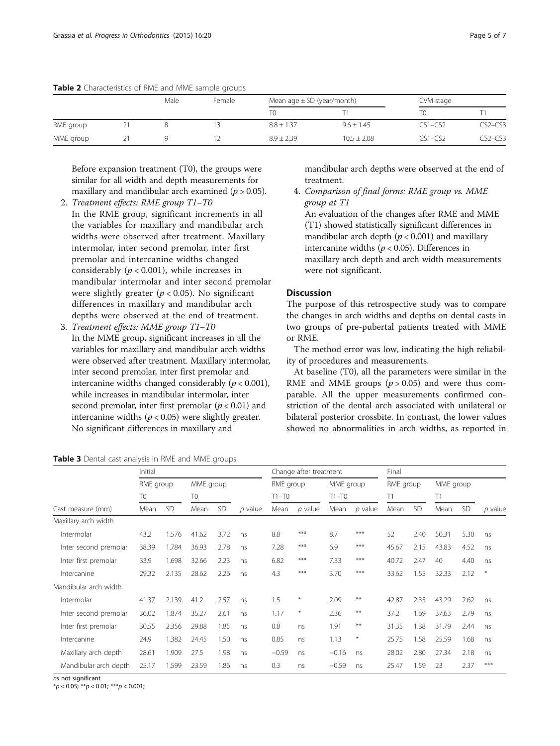**Table 2** Characteristics of RME and MME sample groups

| | | Male | Female | Mean age ± SD (year/month) | | CVM stage | |
|---|---|---|---|---|---|---|---|
| | | | | T0 | T1 | T0 | T1 |
| RME group | 21 | 8 | 13 | 8.8 ± 1.37 | 9.6 ± 1.45 | CS1–CS2 | CS2–CS3 |
| MME group | 21 | 9 | 12 | 8.9 ± 2.39 | 10.5 ± 2.08 | CS1–CS2 | CS2–CS3 |

Before expansion treatment (T0), the groups were similar for all width and depth measurements for maxillary and mandibular arch examined ($p > 0.05$).

2. *Treatment effects: RME group T1–T0*
   In the RME group, significant increments in all the variables for maxillary and mandibular arch widths were observed after treatment. Maxillary intermolar, inter second premolar, inter first premolar and intercanine widths changed considerably ($p < 0.001$), while increases in mandibular intermolar and inter second premolar were slightly greater ($p < 0.05$). No significant differences in maxillary and mandibular arch depths were observed at the end of treatment.
3. *Treatment effects: MME group T1–T0*
   In the MME group, significant increases in all the variables for maxillary and mandibular arch widths were observed after treatment. Maxillary intermolar, inter second premolar, inter first premolar and intercanine widths changed considerably ($p < 0.001$), while increases in mandibular intermolar, inter second premolar, inter first premolar ($p < 0.01$) and intercanine widths ($p < 0.05$) were slightly greater. No significant differences in maxillary and mandibular arch depths were observed at the end of treatment.
4. *Comparison of final forms: RME group vs. MME group at T1*
   An evaluation of the changes after RME and MME (T1) showed statistically significant differences in mandibular arch depth ($p < 0.001$) and maxillary intercanine widths ($p < 0.05$). Differences in maxillary arch depth and arch width measurements were not significant.

## Discussion

The purpose of this retrospective study was to compare the changes in arch widths and depths on dental casts in two groups of pre-pubertal patients treated with MME or RME.

The method error was low, indicating the high reliability of procedures and measurements.

At baseline (T0), all the parameters were similar in the RME and MME groups ($p > 0.05$) and were thus comparable. All the upper measurements confirmed constriction of the dental arch associated with unilateral or bilateral posterior crossbite. In contrast, the lower values showed no abnormalities in arch widths, as reported in

**Table 3** Dental cast analysis in RME and MME groups

| | Initial | | | | | Change after treatment | | | | Final | | | | |
|---|---|---|---|---|---|---|---|---|---|---|---|---|---|---|
| | RME group | | MME group | | | RME group | | MME group | | RME group | | MME group | | |
| | T0 | | T0 | | | T1–T0 | | T1–T0 | | T1 | | T1 | | |
| Cast measure (mm) | Mean | SD | Mean | SD | *p* value | Mean | *p* value | Mean | *p* value | Mean | SD | Mean | SD | *p* value |
| Maxillary arch width | | | | | | | | | | | | | | |
| Intermolar | 43.2 | 1.576 | 41.62 | 3.72 | ns | 8.8 | *** | 8.7 | *** | 52 | 2.40 | 50.31 | 5.30 | ns |
| Inter second premolar | 38.39 | 1.784 | 36.93 | 2.78 | ns | 7.28 | *** | 6.9 | *** | 45.67 | 2.15 | 43.83 | 4.52 | ns |
| Inter first premolar | 33.9 | 1.698 | 32.66 | 2.23 | ns | 6.82 | *** | 7.33 | *** | 40.72 | 2.47 | 40 | 4.40 | ns |
| Intercanine | 29.32 | 2.135 | 28.62 | 2.26 | ns | 4.3 | *** | 3.70 | *** | 33.62 | 1.55 | 32.33 | 2.12 | * |
| Mandibular arch width | | | | | | | | | | | | | | |
| Intermolar | 41.37 | 2.139 | 41.2 | 2.57 | ns | 1.5 | * | 2.09 | ** | 42.87 | 2.35 | 43.29 | 2.62 | ns |
| Inter second premolar | 36.02 | 1.874 | 35.27 | 2.61 | ns | 1.17 | * | 2.36 | ** | 37.2 | 1.69 | 37.63 | 2.79 | ns |
| Inter first premolar | 30.55 | 2.356 | 29.88 | 1.85 | ns | 0.8 | ns | 1.91 | ** | 31.35 | 1.38 | 31.79 | 2.44 | ns |
| Intercanine | 24.9 | 1.382 | 24.45 | 1.50 | ns | 0.85 | ns | 1.13 | * | 25.75 | 1.58 | 25.59 | 1.68 | ns |
| Maxillary arch depth | 28.61 | 1.909 | 27.5 | 1.98 | ns | −0.59 | ns | −0.16 | ns | 28.02 | 2.80 | 27.34 | 2.18 | ns |
| Mandibular arch depth | 25.17 | 1.599 | 23.59 | 1.86 | ns | 0.3 | ns | −0.59 | ns | 25.47 | 1.59 | 23 | 2.37 | *** |

*ns* not significant
*$p < 0.05$; **$p < 0.01$; ***$p < 0.001$;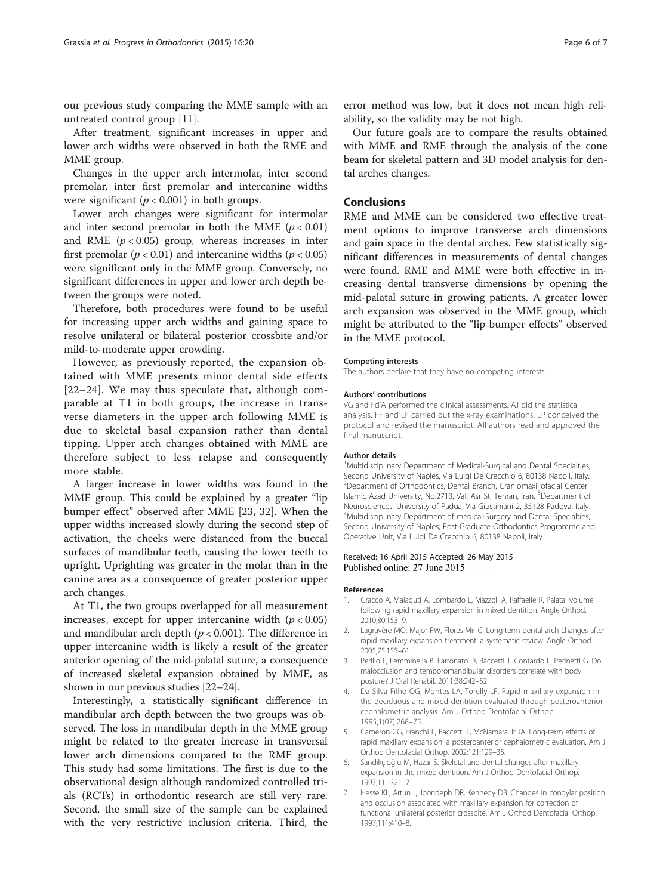our previous study comparing the MME sample with an untreated control group [11].

After treatment, significant increases in upper and lower arch widths were observed in both the RME and MME group.

Changes in the upper arch intermolar, inter second premolar, inter first premolar and intercanine widths were significant ($p < 0.001$) in both groups.

Lower arch changes were significant for intermolar and inter second premolar in both the MME ($p < 0.01$) and RME ($p < 0.05$) group, whereas increases in inter first premolar ($p < 0.01$) and intercanine widths ($p < 0.05$) were significant only in the MME group. Conversely, no significant differences in upper and lower arch depth between the groups were noted.

Therefore, both procedures were found to be useful for increasing upper arch widths and gaining space to resolve unilateral or bilateral posterior crossbite and/or mild-to-moderate upper crowding.

However, as previously reported, the expansion obtained with MME presents minor dental side effects [22–24]. We may thus speculate that, although comparable at T1 in both groups, the increase in transverse diameters in the upper arch following MME is due to skeletal basal expansion rather than dental tipping. Upper arch changes obtained with MME are therefore subject to less relapse and consequently more stable.

A larger increase in lower widths was found in the MME group. This could be explained by a greater "lip bumper effect" observed after MME [23, 32]. When the upper widths increased slowly during the second step of activation, the cheeks were distanced from the buccal surfaces of mandibular teeth, causing the lower teeth to upright. Uprighting was greater in the molar than in the canine area as a consequence of greater posterior upper arch changes.

At T1, the two groups overlapped for all measurement increases, except for upper intercanine width ($p < 0.05$) and mandibular arch depth ($p < 0.001$). The difference in upper intercanine width is likely a result of the greater anterior opening of the mid-palatal suture, a consequence of increased skeletal expansion obtained by MME, as shown in our previous studies [22–24].

Interestingly, a statistically significant difference in mandibular arch depth between the two groups was observed. The loss in mandibular depth in the MME group might be related to the greater increase in transversal lower arch dimensions compared to the RME group. This study had some limitations. The first is due to the observational design although randomized controlled trials (RCTs) in orthodontic research are still very rare. Second, the small size of the sample can be explained with the very restrictive inclusion criteria. Third, the error method was low, but it does not mean high reliability, so the validity may be not high.

Our future goals are to compare the results obtained with MME and RME through the analysis of the cone beam for skeletal pattern and 3D model analysis for dental arches changes.

## Conclusions

RME and MME can be considered two effective treatment options to improve transverse arch dimensions and gain space in the dental arches. Few statistically significant differences in measurements of dental changes were found. RME and MME were both effective in increasing dental transverse dimensions by opening the mid-palatal suture in growing patients. A greater lower arch expansion was observed in the MME group, which might be attributed to the "lip bumper effects" observed in the MME protocol.

#### Competing interests

The authors declare that they have no competing interests.

#### Authors' contributions

VG and Fd'A performed the clinical assessments. AJ did the statistical analysis. FF and LF carried out the x-ray examinations. LP conceived the protocol and revised the manuscript. All authors read and approved the final manuscript.

#### Author details

[1]Multidisciplinary Department of Medical-Surgical and Dental Specialties, Second University of Naples, Via Luigi De Crecchio 6, 80138 Napoli, Italy. [2]Department of Orthodontics, Dental Branch, Craniomaxillofacial Center Islamic Azad University, No.2713, Vali Asr St, Tehran, Iran. [3]Department of Neurosciences, University of Padua, Via Giustiniani 2, 35128 Padova, Italy. [4]Multidisciplinary Department of medical-Surgery and Dental Specialties, Second University of Naples; Post-Graduate Orthodontics Programme and Operative Unit, Via Luigi De Crecchio 6, 80138 Napoli, Italy.

Received: 16 April 2015 Accepted: 26 May 2015
Published online: 27 June 2015

#### References

1. Gracco A, Malaguti A, Lombardo L, Mazzoli A, Raffaelie R. Palatal volume following rapid maxillary expansion in mixed dentition. Angle Orthod. 2010;80:153–9.
2. Lagravère MO, Major PW, Flores-Mir C. Long-term dental arch changes after rapid maxillary expansion treatment: a systematic review. Angle Orthod. 2005;75:155–61.
3. Perillo L, Femminella B, Farronato D, Baccetti T, Contardo L, Perinetti G. Do malocclusion and temporomandibular disorders correlate with body posture? J Oral Rehabil. 2011;38:242–52.
4. Da Silva Filho OG, Montes LA, Torelly LF. Rapid maxillary expansion in the deciduous and mixed dentition evaluated through posteroanterior cephalometric analysis. Am J Orthod Dentofacial Orthop. 1995;1(07):268–75.
5. Cameron CG, Franchi L, Baccetti T, McNamara Jr JA. Long-term effects of rapid maxillary expansion: a posteroanterior cephalometric evaluation. Am J Orthod Dentofacial Orthop. 2002;121:129–35.
6. Sandikçioğlu M, Hazar S. Skeletal and dental changes after maxillary expansion in the mixed dentition. Am J Orthod Dentofacial Orthop. 1997;111:321–7.
7. Hesse KL, Artun J, Joondeph DR, Kennedy DB. Changes in condylar position and occlusion associated with maxillary expansion for correction of functional unilateral posterior crossbite. Am J Orthod Dentofacial Orthop. 1997;111:410–8.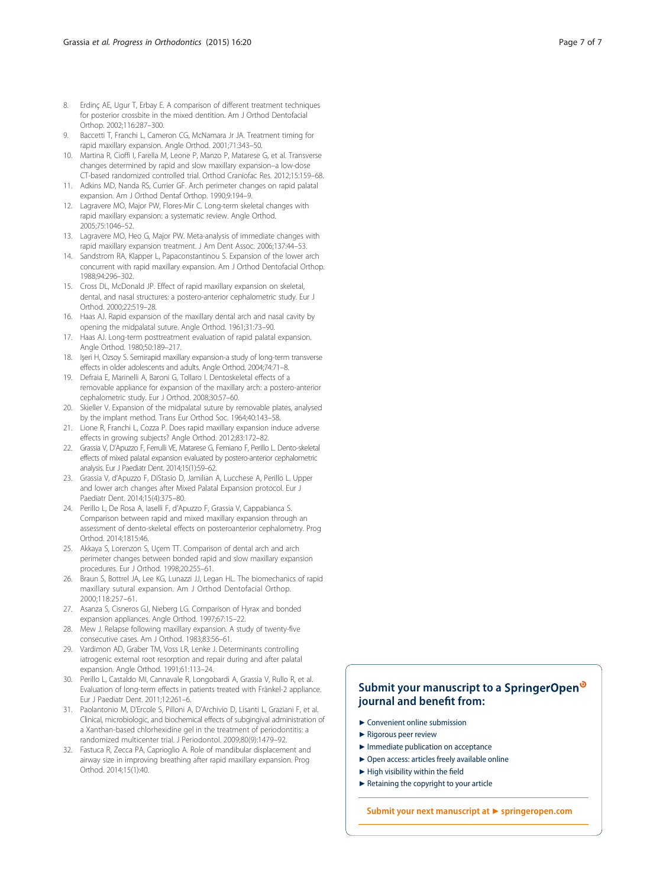8. Erdinç AE, Ugur T, Erbay E. A comparison of different treatment techniques for posterior crossbite in the mixed dentition. Am J Orthod Dentofacial Orthop. 2002;116:287–300.
9. Baccetti T, Franchi L, Cameron CG, McNamara Jr JA. Treatment timing for rapid maxillary expansion. Angle Orthod. 2001;71:343–50.
10. Martina R, Cioffi I, Farella M, Leone P, Manzo P, Matarese G, et al. Transverse changes determined by rapid and slow maxillary expansion–a low-dose CT-based randomized controlled trial. Orthod Craniofac Res. 2012;15:159–68.
11. Adkins MD, Nanda RS, Currier GF. Arch perimeter changes on rapid palatal expansion. Am J Orthod Dentaf Orthop. 1990;9:194–9.
12. Lagravere MO, Major PW, Flores-Mir C. Long-term skeletal changes with rapid maxillary expansion: a systematic review. Angle Orthod. 2005;75:1046–52.
13. Lagravere MO, Heo G, Major PW. Meta-analysis of immediate changes with rapid maxillary expansion treatment. J Am Dent Assoc. 2006;137:44–53.
14. Sandstrom RA, Klapper L, Papaconstantinou S. Expansion of the lower arch concurrent with rapid maxillary expansion. Am J Orthod Dentofacial Orthop. 1988;94:296–302.
15. Cross DL, McDonald JP. Effect of rapid maxillary expansion on skeletal, dental, and nasal structures: a postero-anterior cephalometric study. Eur J Orthod. 2000;22:519–28.
16. Haas AJ. Rapid expansion of the maxillary dental arch and nasal cavity by opening the midpalatal suture. Angle Orthod. 1961;31:73–90.
17. Haas AJ. Long-term posttreatment evaluation of rapid palatal expansion. Angle Orthod. 1980;50:189–217.
18. Işeri H, Ozsoy S. Semirapid maxillary expansion-a study of long-term transverse effects in older adolescents and adults. Angle Orthod. 2004;74:71–8.
19. Defraia E, Marinelli A, Baroni G, Tollaro I. Dentoskeletal effects of a removable appliance for expansion of the maxillary arch: a postero-anterior cephalometric study. Eur J Orthod. 2008;30:57–60.
20. Skieller V. Expansion of the midpalatal suture by removable plates, analysed by the implant method. Trans Eur Orthod Soc. 1964;40:143–58.
21. Lione R, Franchi L, Cozza P. Does rapid maxillary expansion induce adverse effects in growing subjects? Angle Orthod. 2012;83:172–82.
22. Grassia V, D'Apuzzo F, Ferrulli VE, Matarese G, Femiano F, Perillo L. Dento-skeletal effects of mixed palatal expansion evaluated by postero-anterior cephalometric analysis. Eur J Paediatr Dent. 2014;15(1):59–62.
23. Grassia V, d'Apuzzo F, DiStasio D, Jamilian A, Lucchese A, Perillo L. Upper and lower arch changes after Mixed Palatal Expansion protocol. Eur J Paediatr Dent. 2014;15(4):375–80.
24. Perillo L, De Rosa A, Iaselli F, d'Apuzzo F, Grassia V, Cappabianca S. Comparison between rapid and mixed maxillary expansion through an assessment of dento-skeletal effects on posteroanterior cephalometry. Prog Orthod. 2014;1815:46.
25. Akkaya S, Lorenzon S, Uçem TT. Comparison of dental arch and arch perimeter changes between bonded rapid and slow maxillary expansion procedures. Eur J Orthod. 1998;20:255–61.
26. Braun S, Bottrel JA, Lee KG, Lunazzi JJ, Legan HL. The biomechanics of rapid maxillary sutural expansion. Am J Orthod Dentofacial Orthop. 2000;118:257–61.
27. Asanza S, Cisneros GJ, Nieberg LG. Comparison of Hyrax and bonded expansion appliances. Angle Orthod. 1997;67:15–22.
28. Mew J. Relapse following maxillary expansion. A study of twenty-five consecutive cases. Am J Orthod. 1983;83:56–61.
29. Vardimon AD, Graber TM, Voss LR, Lenke J. Determinants controlling iatrogenic external root resorption and repair during and after palatal expansion. Angle Orthod. 1991;61:113–24.
30. Perillo L, Castaldo MI, Cannavale R, Longobardi A, Grassia V, Rullo R, et al. Evaluation of long-term effects in patients treated with Fränkel-2 appliance. Eur J Paediatr Dent. 2011;12:261–6.
31. Paolantonio M, D'Ercole S, Pilloni A, D'Archivio D, Lisanti L, Graziani F, et al. Clinical, microbiologic, and biochemical effects of subgingival administration of a Xanthan-based chlorhexidine gel in the treatment of periodontitis: a randomized multicenter trial. J Periodontol. 2009;80(9):1479–92.
32. Fastuca R, Zecca PA, Caprioglio A. Role of mandibular displacement and airway size in improving breathing after rapid maxillary expansion. Prog Orthod. 2014;15(1):40.

**Submit your manuscript to a SpringerOpen journal and benefit from:**

- ► Convenient online submission
- ► Rigorous peer review
- ► Immediate publication on acceptance
- ► Open access: articles freely available online
- ► High visibility within the field
- ► Retaining the copyright to your article

**Submit your next manuscript at ► springeropen.com**